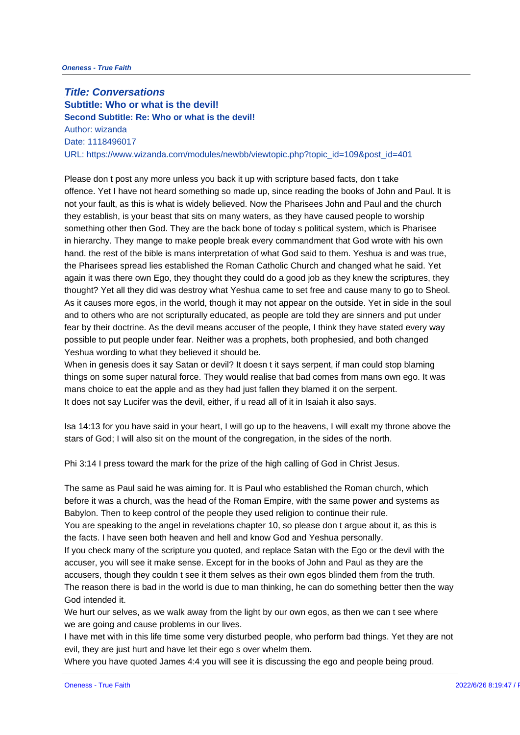**Title: Conversations**

**Subtitle: Who or what is the devil!**

**Second Subtitle: Re: Who or what is the devil!**

Author: wizanda

Date: 1118496017

URL: https://www.wizanda.com/modules/newbb/viewtopic.php?topic_id=109&post_id=401

Please don t post any more unless you back it up with scripture based facts, don t take offence. Yet I have not heard something so made up, since reading the books of John and Paul. It is not your fault, as this is what is widely believed. Now the Pharisees John and Paul and the church they establish, is your beast that sits on many waters, as they have caused people to worship something other then God. They are the back bone of today s political system, which is Pharisee in hierarchy. They mange to make people break every commandment that God wrote with his own hand. the rest of the bible is mans interpretation of what God said to them. Yeshua is and was true, the Pharisees spread lies established the Roman Catholic Church and changed what he said. Yet again it was there own Ego, they thought they could do a good job as they knew the scriptures, they thought? Yet all they did was destroy what Yeshua came to set free and cause many to go to Sheol. As it causes more egos, in the world, though it may not appear on the outside. Yet in side in the soul and to others who are not scripturally educated, as people are told they are sinners and put under fear by their doctrine. As the devil means accuser of the people, I think they have stated every way possible to put people under fear. Neither was a prophets, both prophesied, and both changed Yeshua wording to what they believed it should be.

When in genesis does it say Satan or devil? It doesn t it says serpent, if man could stop blaming things on some super natural force. They would realise that bad comes from mans own ego. It was mans choice to eat the apple and as they had just fallen they blamed it on the serpent.

It does not say Lucifer was the devil, either, if u read all of it in Isaiah it also says.

Isa 14:13 for you have said in your heart, I will go up to the heavens, I will exalt my throne above the stars of God; I will also sit on the mount of the congregation, in the sides of the north.

Phi 3:14 I press toward the mark for the prize of the high calling of God in Christ Jesus.

The same as Paul said he was aiming for. It is Paul who established the Roman church, which before it was a church, was the head of the Roman Empire, with the same power and systems as Babylon. Then to keep control of the people they used religion to continue their rule.

You are speaking to the angel in revelations chapter 10, so please don t argue about it, as this is the facts. I have seen both heaven and hell and know God and Yeshua personally.

If you check many of the scripture you quoted, and replace Satan with the Ego or the devil with the accuser, you will see it make sense. Except for in the books of John and Paul as they are the accusers, though they couldn t see it them selves as their own egos blinded them from the truth.

The reason there is bad in the world is due to man thinking, he can do something better then the way God intended it.

We hurt our selves, as we walk away from the light by our own egos, as then we can t see where we are going and cause problems in our lives.

I have met with in this life time some very disturbed people, who perform bad things. Yet they are not evil, they are just hurt and have let their ego s over whelm them.

Where you have quoted James 4:4 you will see it is discussing the ego and people being proud.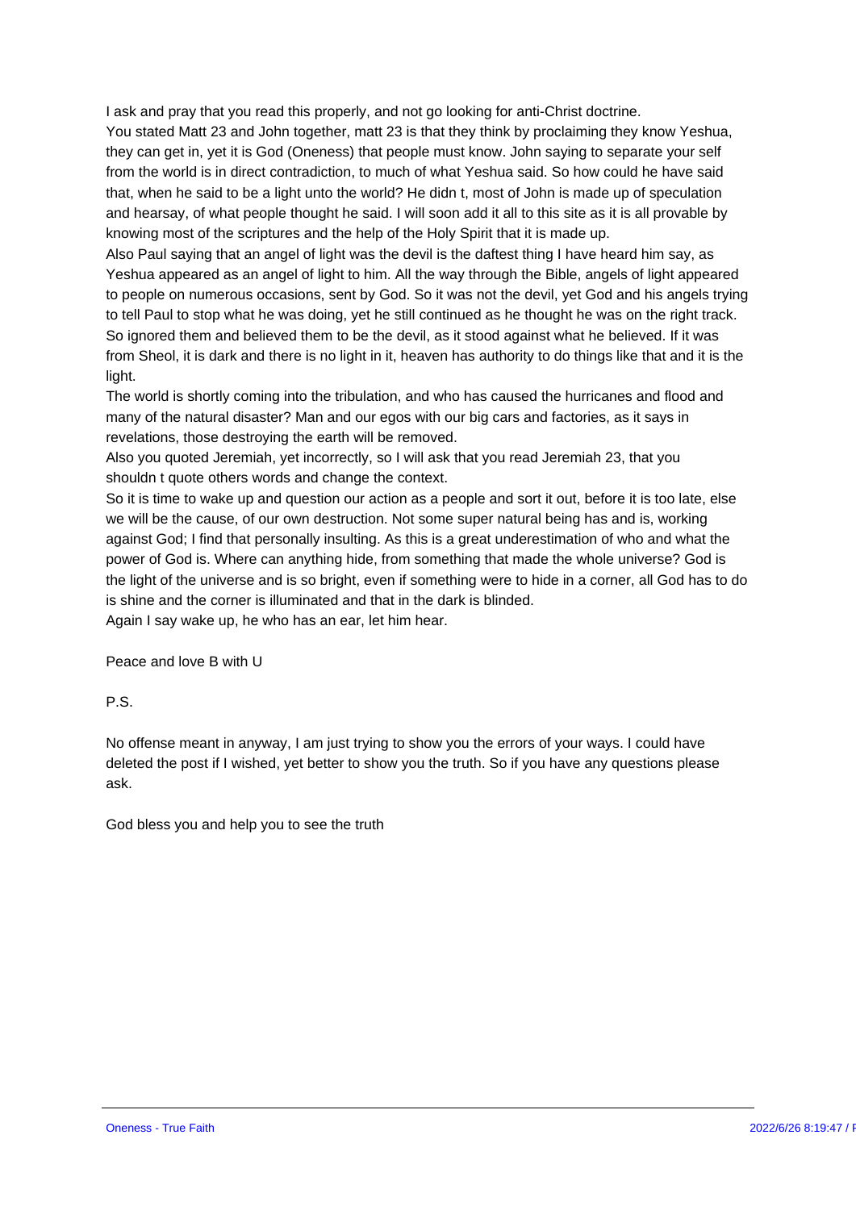I ask and pray that you read this properly, and not go looking for anti-Christ doctrine.

You stated Matt 23 and John together, matt 23 is that they think by proclaiming they know Yeshua, they can get in, yet it is God (Oneness) that people must know. John saying to separate your self from the world is in direct contradiction, to much of what Yeshua said. So how could he have said that, when he said to be a light unto the world? He didn t, most of John is made up of speculation and hearsay, of what people thought he said. I will soon add it all to this site as it is all provable by knowing most of the scriptures and the help of the Holy Spirit that it is made up.

Also Paul saying that an angel of light was the devil is the daftest thing I have heard him say, as Yeshua appeared as an angel of light to him. All the way through the Bible, angels of light appeared to people on numerous occasions, sent by God. So it was not the devil, yet God and his angels trying to tell Paul to stop what he was doing, yet he still continued as he thought he was on the right track. So ignored them and believed them to be the devil, as it stood against what he believed. If it was from Sheol, it is dark and there is no light in it, heaven has authority to do things like that and it is the light.

The world is shortly coming into the tribulation, and who has caused the hurricanes and flood and many of the natural disaster? Man and our egos with our big cars and factories, as it says in revelations, those destroying the earth will be removed.

Also you quoted Jeremiah, yet incorrectly, so I will ask that you read Jeremiah 23, that you shouldn t quote others words and change the context.

So it is time to wake up and question our action as a people and sort it out, before it is too late, else we will be the cause, of our own destruction. Not some super natural being has and is, working against God; I find that personally insulting. As this is a great underestimation of who and what the power of God is. Where can anything hide, from something that made the whole universe? God is the light of the universe and is so bright, even if something were to hide in a corner, all God has to do is shine and the corner is illuminated and that in the dark is blinded.

Again I say wake up, he who has an ear, let him hear.

Peace and love B with U

P.S.

No offense meant in anyway, I am just trying to show you the errors of your ways. I could have deleted the post if I wished, yet better to show you the truth. So if you have any questions please ask.

God bless you and help you to see the truth